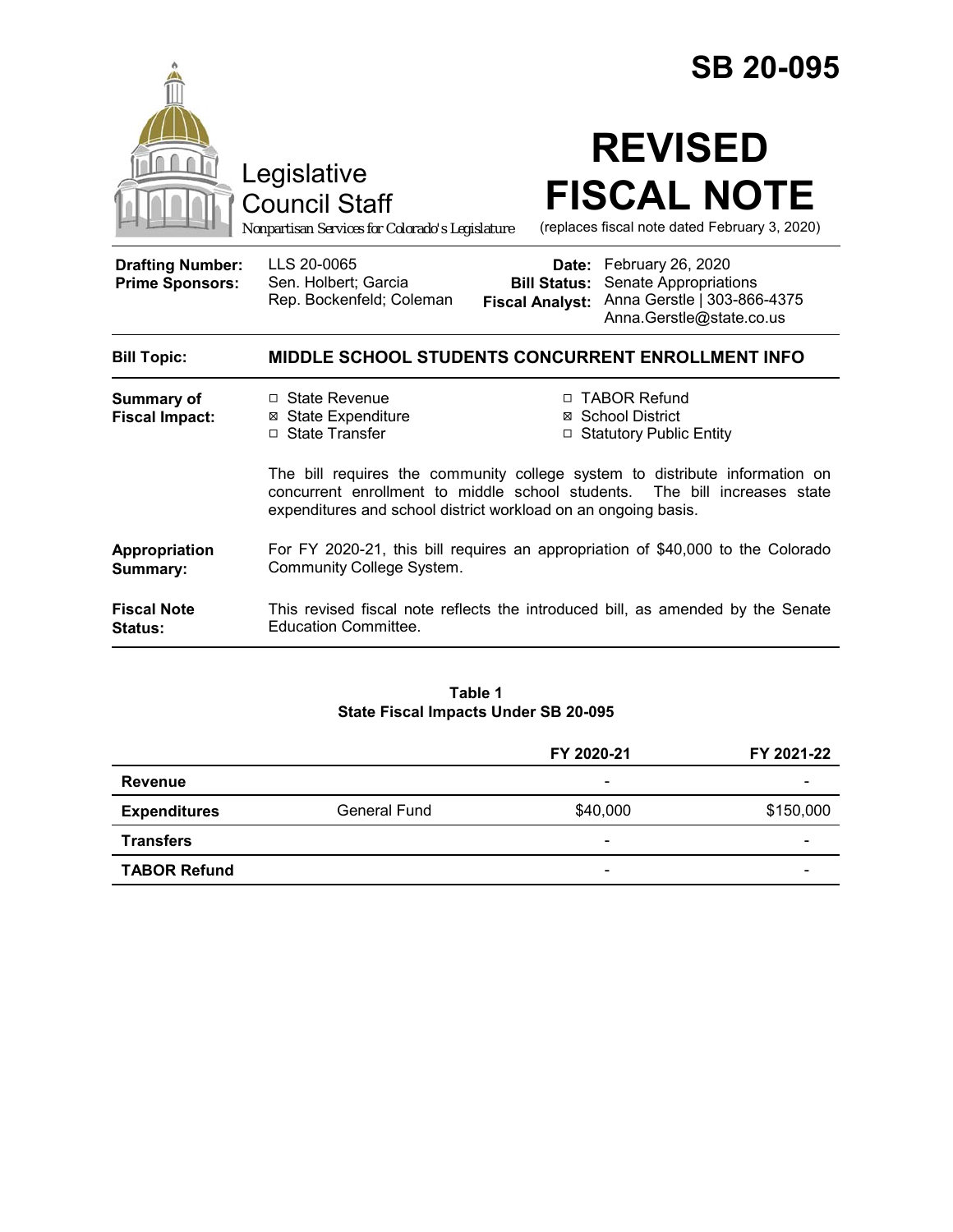# SB 20-095

Legislative Council Staff

*Nonpartisan Services for Colorado's Legislature*

# REVISED FISCAL NOTE

(replaces fiscal note dated February 3, 2020)

| | | | |
|---|---|---|---|
| **Drafting Number:** | LLS 20-0065 | **Date:** | February 26, 2020 |
| **Prime Sponsors:** | Sen. Holbert; Garcia<br>Rep. Bockenfeld; Coleman | **Bill Status:** | Senate Appropriations |
| | | **Fiscal Analyst:** | Anna Gerstle \| 303-866-4375<br>Anna.Gerstle@state.co.us |

**Bill Topic:** **MIDDLE SCHOOL STUDENTS CONCURRENT ENROLLMENT INFO**

**Summary of Fiscal Impact:**

- ☐ State Revenue
- ☒ State Expenditure
- ☐ State Transfer
- ☐ TABOR Refund
- ☒ School District
- ☐ Statutory Public Entity

The bill requires the community college system to distribute information on concurrent enrollment to middle school students. The bill increases state expenditures and school district workload on an ongoing basis.

**Appropriation Summary:** For FY 2020-21, this bill requires an appropriation of $40,000 to the Colorado Community College System.

**Fiscal Note Status:** This revised fiscal note reflects the introduced bill, as amended by the Senate Education Committee.

**Table 1**
**State Fiscal Impacts Under SB 20-095**

| | | FY 2020-21 | FY 2021-22 |
|---|---|---|---|
| **Revenue** | | - | - |
| **Expenditures** | General Fund | $40,000 | $150,000 |
| **Transfers** | | - | - |
| **TABOR Refund** | | - | - |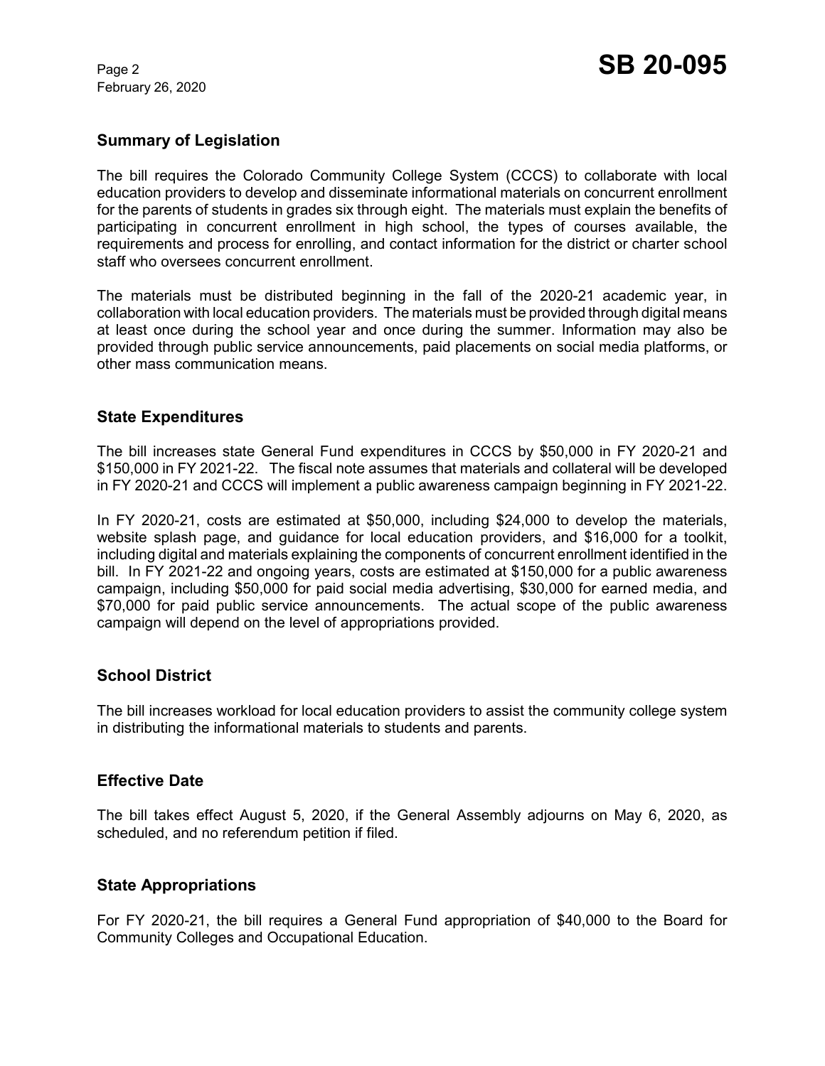## Summary of Legislation

The bill requires the Colorado Community College System (CCCS) to collaborate with local education providers to develop and disseminate informational materials on concurrent enrollment for the parents of students in grades six through eight. The materials must explain the benefits of participating in concurrent enrollment in high school, the types of courses available, the requirements and process for enrolling, and contact information for the district or charter school staff who oversees concurrent enrollment.

The materials must be distributed beginning in the fall of the 2020-21 academic year, in collaboration with local education providers. The materials must be provided through digital means at least once during the school year and once during the summer. Information may also be provided through public service announcements, paid placements on social media platforms, or other mass communication means.

## State Expenditures

The bill increases state General Fund expenditures in CCCS by $50,000 in FY 2020-21 and $150,000 in FY 2021-22. The fiscal note assumes that materials and collateral will be developed in FY 2020-21 and CCCS will implement a public awareness campaign beginning in FY 2021-22.

In FY 2020-21, costs are estimated at $50,000, including $24,000 to develop the materials, website splash page, and guidance for local education providers, and $16,000 for a toolkit, including digital and materials explaining the components of concurrent enrollment identified in the bill. In FY 2021-22 and ongoing years, costs are estimated at $150,000 for a public awareness campaign, including $50,000 for paid social media advertising, $30,000 for earned media, and $70,000 for paid public service announcements. The actual scope of the public awareness campaign will depend on the level of appropriations provided.

## School District

The bill increases workload for local education providers to assist the community college system in distributing the informational materials to students and parents.

## Effective Date

The bill takes effect August 5, 2020, if the General Assembly adjourns on May 6, 2020, as scheduled, and no referendum petition if filed.

## State Appropriations

For FY 2020-21, the bill requires a General Fund appropriation of $40,000 to the Board for Community Colleges and Occupational Education.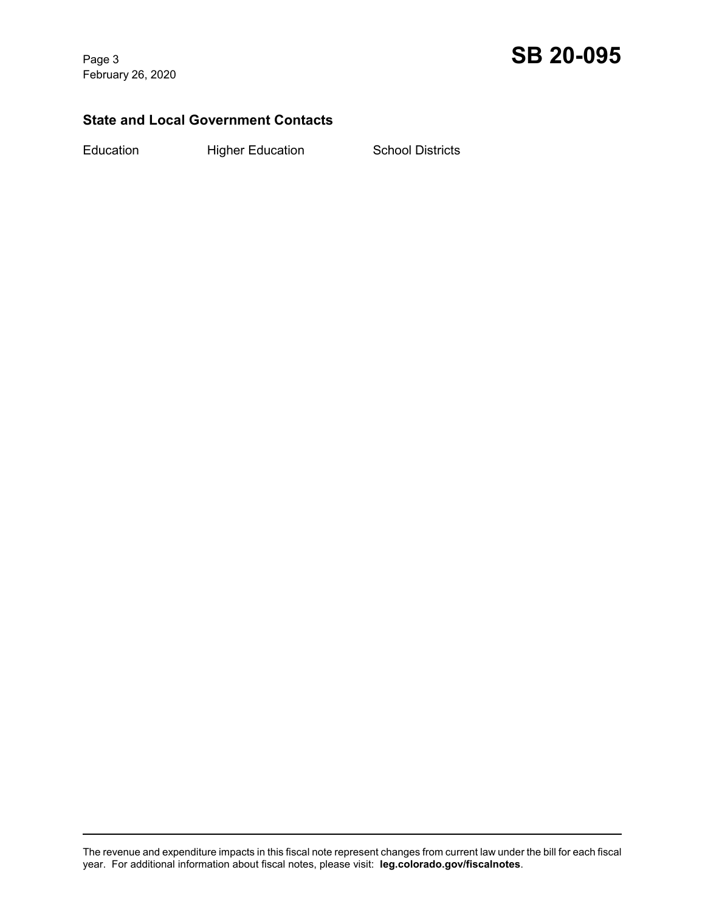## State and Local Government Contacts

| | | |
|---|---|---|
| Education | Higher Education | School Districts |

The revenue and expenditure impacts in this fiscal note represent changes from current law under the bill for each fiscal year. For additional information about fiscal notes, please visit: **leg.colorado.gov/fiscalnotes**.